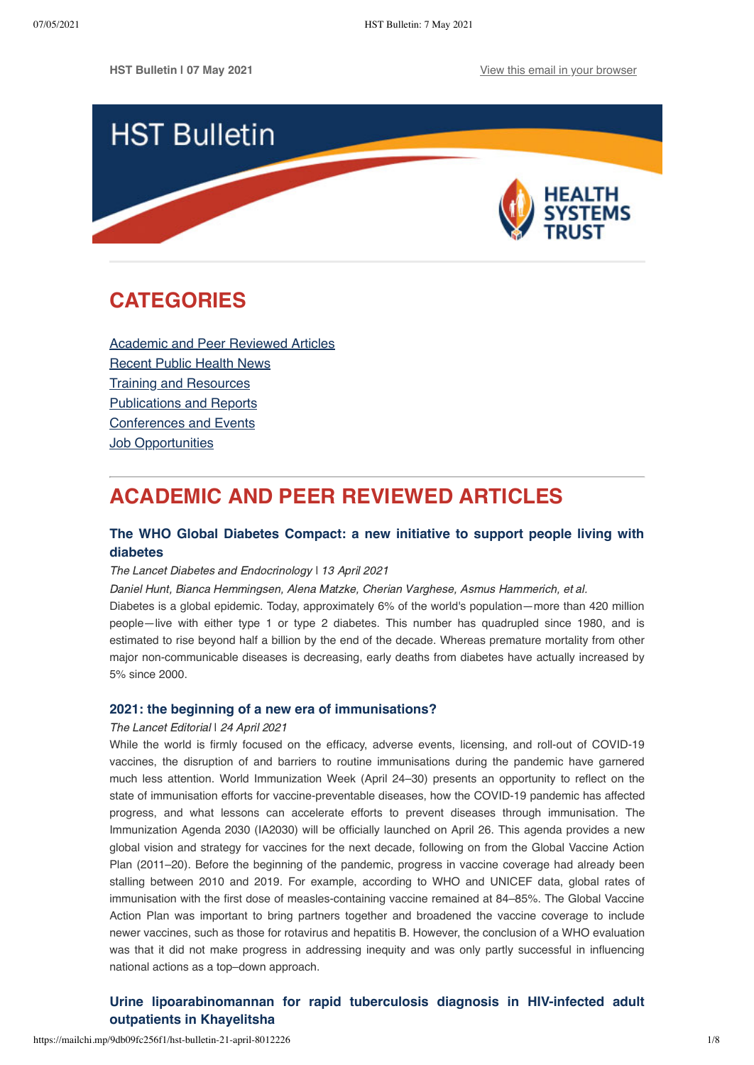**HST Bulletin I 07 May 2021** View this email in your browser

HST Bulletin

HEALTH SYSTEMS TRUST

# CATEGORIES

Academic and Peer Reviewed Articles
Recent Public Health News
Training and Resources
Publications and Reports
Conferences and Events
Job Opportunities

# ACADEMIC AND PEER REVIEWED ARTICLES

### The WHO Global Diabetes Compact: a new initiative to support people living with diabetes

*The Lancet Diabetes and Endocrinology* | *13 April 2021*

*Daniel Hunt, Bianca Hemmingsen, Alena Matzke, Cherian Varghese, Asmus Hammerich, et al.*

Diabetes is a global epidemic. Today, approximately 6% of the world's population—more than 420 million people—live with either type 1 or type 2 diabetes. This number has quadrupled since 1980, and is estimated to rise beyond half a billion by the end of the decade. Whereas premature mortality from other major non-communicable diseases is decreasing, early deaths from diabetes have actually increased by 5% since 2000.

### 2021: the beginning of a new era of immunisations?

*The Lancet Editorial* | *24 April 2021*

While the world is firmly focused on the efficacy, adverse events, licensing, and roll-out of COVID-19 vaccines, the disruption of and barriers to routine immunisations during the pandemic have garnered much less attention. World Immunization Week (April 24–30) presents an opportunity to reflect on the state of immunisation efforts for vaccine-preventable diseases, how the COVID-19 pandemic has affected progress, and what lessons can accelerate efforts to prevent diseases through immunisation. The Immunization Agenda 2030 (IA2030) will be officially launched on April 26. This agenda provides a new global vision and strategy for vaccines for the next decade, following on from the Global Vaccine Action Plan (2011–20). Before the beginning of the pandemic, progress in vaccine coverage had already been stalling between 2010 and 2019. For example, according to WHO and UNICEF data, global rates of immunisation with the first dose of measles-containing vaccine remained at 84–85%. The Global Vaccine Action Plan was important to bring partners together and broadened the vaccine coverage to include newer vaccines, such as those for rotavirus and hepatitis B. However, the conclusion of a WHO evaluation was that it did not make progress in addressing inequity and was only partly successful in influencing national actions as a top–down approach.

### Urine lipoarabinomannan for rapid tuberculosis diagnosis in HIV-infected adult outpatients in Khayelitsha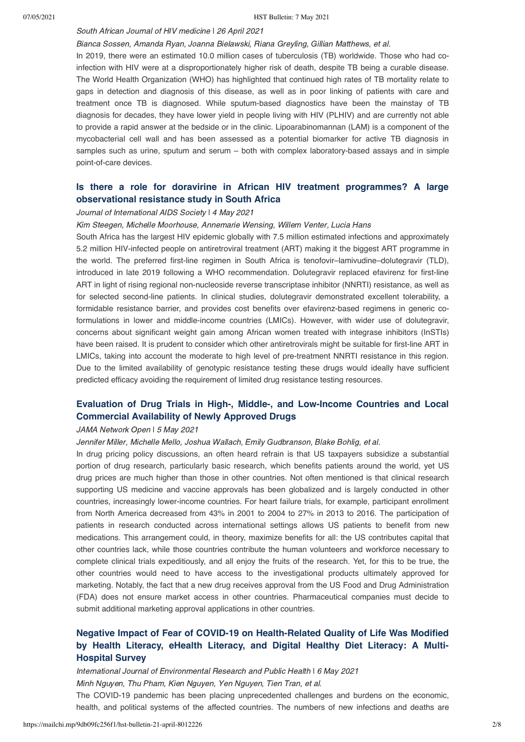*South African Journal of HIV medicine | 26 April 2021*

*Bianca Sossen, Amanda Ryan, Joanna Bielawski, Riana Greyling, Gillian Matthews, et al.*

In 2019, there were an estimated 10.0 million cases of tuberculosis (TB) worldwide. Those who had co-infection with HIV were at a disproportionately higher risk of death, despite TB being a curable disease. The World Health Organization (WHO) has highlighted that continued high rates of TB mortality relate to gaps in detection and diagnosis of this disease, as well as in poor linking of patients with care and treatment once TB is diagnosed. While sputum-based diagnostics have been the mainstay of TB diagnosis for decades, they have lower yield in people living with HIV (PLHIV) and are currently not able to provide a rapid answer at the bedside or in the clinic. Lipoarabinomannan (LAM) is a component of the mycobacterial cell wall and has been assessed as a potential biomarker for active TB diagnosis in samples such as urine, sputum and serum – both with complex laboratory-based assays and in simple point-of-care devices.

## Is there a role for doravirine in African HIV treatment programmes? A large observational resistance study in South Africa

*Journal of International AIDS Society | 4 May 2021*

*Kim Steegen, Michelle Moorhouse, Annemarie Wensing, Willem Venter, Lucia Hans*

South Africa has the largest HIV epidemic globally with 7.5 million estimated infections and approximately 5.2 million HIV-infected people on antiretroviral treatment (ART) making it the biggest ART programme in the world. The preferred first-line regimen in South Africa is tenofovir–lamivudine–dolutegravir (TLD), introduced in late 2019 following a WHO recommendation. Dolutegravir replaced efavirenz for first-line ART in light of rising regional non-nucleoside reverse transcriptase inhibitor (NNRTI) resistance, as well as for selected second-line patients. In clinical studies, dolutegravir demonstrated excellent tolerability, a formidable resistance barrier, and provides cost benefits over efavirenz-based regimens in generic co-formulations in lower and middle-income countries (LMICs). However, with wider use of dolutegravir, concerns about significant weight gain among African women treated with integrase inhibitors (InSTIs) have been raised. It is prudent to consider which other antiretrovirals might be suitable for first-line ART in LMICs, taking into account the moderate to high level of pre-treatment NNRTI resistance in this region. Due to the limited availability of genotypic resistance testing these drugs would ideally have sufficient predicted efficacy avoiding the requirement of limited drug resistance testing resources.

## Evaluation of Drug Trials in High-, Middle-, and Low-Income Countries and Local Commercial Availability of Newly Approved Drugs

*JAMA Network Open | 5 May 2021*

*Jennifer Miller, Michelle Mello, Joshua Wallach, Emily Gudbranson, Blake Bohlig, et al.*

In drug pricing policy discussions, an often heard refrain is that US taxpayers subsidize a substantial portion of drug research, particularly basic research, which benefits patients around the world, yet US drug prices are much higher than those in other countries. Not often mentioned is that clinical research supporting US medicine and vaccine approvals has been globalized and is largely conducted in other countries, increasingly lower-income countries. For heart failure trials, for example, participant enrollment from North America decreased from 43% in 2001 to 2004 to 27% in 2013 to 2016. The participation of patients in research conducted across international settings allows US patients to benefit from new medications. This arrangement could, in theory, maximize benefits for all: the US contributes capital that other countries lack, while those countries contribute the human volunteers and workforce necessary to complete clinical trials expeditiously, and all enjoy the fruits of the research. Yet, for this to be true, the other countries would need to have access to the investigational products ultimately approved for marketing. Notably, the fact that a new drug receives approval from the US Food and Drug Administration (FDA) does not ensure market access in other countries. Pharmaceutical companies must decide to submit additional marketing approval applications in other countries.

## Negative Impact of Fear of COVID-19 on Health-Related Quality of Life Was Modified by Health Literacy, eHealth Literacy, and Digital Healthy Diet Literacy: A Multi-Hospital Survey

*International Journal of Environmental Research and Public Health | 6 May 2021*

*Minh Nguyen, Thu Pham, Kien Nguyen, Yen Nguyen, Tien Tran, et al.*

The COVID-19 pandemic has been placing unprecedented challenges and burdens on the economic, health, and political systems of the affected countries. The numbers of new infections and deaths are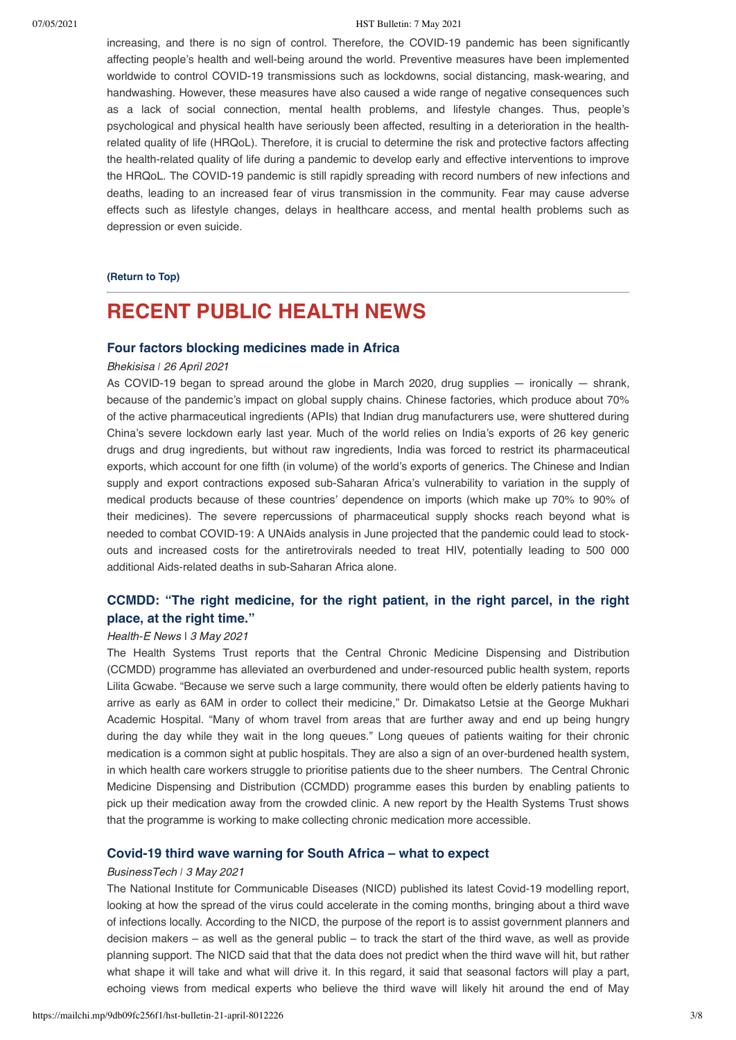increasing, and there is no sign of control. Therefore, the COVID-19 pandemic has been significantly affecting people's health and well-being around the world. Preventive measures have been implemented worldwide to control COVID-19 transmissions such as lockdowns, social distancing, mask-wearing, and handwashing. However, these measures have also caused a wide range of negative consequences such as a lack of social connection, mental health problems, and lifestyle changes. Thus, people's psychological and physical health have seriously been affected, resulting in a deterioration in the health-related quality of life (HRQoL). Therefore, it is crucial to determine the risk and protective factors affecting the health-related quality of life during a pandemic to develop early and effective interventions to improve the HRQoL. The COVID-19 pandemic is still rapidly spreading with record numbers of new infections and deaths, leading to an increased fear of virus transmission in the community. Fear may cause adverse effects such as lifestyle changes, delays in healthcare access, and mental health problems such as depression or even suicide.

**(Return to Top)**

---

# RECENT PUBLIC HEALTH NEWS

### Four factors blocking medicines made in Africa

*Bhekisisa* | *26 April 2021*

As COVID-19 began to spread around the globe in March 2020, drug supplies — ironically — shrank, because of the pandemic's impact on global supply chains. Chinese factories, which produce about 70% of the active pharmaceutical ingredients (APIs) that Indian drug manufacturers use, were shuttered during China's severe lockdown early last year. Much of the world relies on India's exports of 26 key generic drugs and drug ingredients, but without raw ingredients, India was forced to restrict its pharmaceutical exports, which account for one fifth (in volume) of the world's exports of generics. The Chinese and Indian supply and export contractions exposed sub-Saharan Africa's vulnerability to variation in the supply of medical products because of these countries' dependence on imports (which make up 70% to 90% of their medicines). The severe repercussions of pharmaceutical supply shocks reach beyond what is needed to combat COVID-19: A UNAids analysis in June projected that the pandemic could lead to stock-outs and increased costs for the antiretrovirals needed to treat HIV, potentially leading to 500 000 additional Aids-related deaths in sub-Saharan Africa alone.

### CCMDD: "The right medicine, for the right patient, in the right parcel, in the right place, at the right time."

*Health-E News* | *3 May 2021*

The Health Systems Trust reports that the Central Chronic Medicine Dispensing and Distribution (CCMDD) programme has alleviated an overburdened and under-resourced public health system, reports Lilita Gcwabe. "Because we serve such a large community, there would often be elderly patients having to arrive as early as 6AM in order to collect their medicine," Dr. Dimakatso Letsie at the George Mukhari Academic Hospital. "Many of whom travel from areas that are further away and end up being hungry during the day while they wait in the long queues." Long queues of patients waiting for their chronic medication is a common sight at public hospitals. They are also a sign of an over-burdened health system, in which health care workers struggle to prioritise patients due to the sheer numbers. The Central Chronic Medicine Dispensing and Distribution (CCMDD) programme eases this burden by enabling patients to pick up their medication away from the crowded clinic. A new report by the Health Systems Trust shows that the programme is working to make collecting chronic medication more accessible.

### Covid-19 third wave warning for South Africa – what to expect

*BusinessTech* | *3 May 2021*

The National Institute for Communicable Diseases (NICD) published its latest Covid-19 modelling report, looking at how the spread of the virus could accelerate in the coming months, bringing about a third wave of infections locally. According to the NICD, the purpose of the report is to assist government planners and decision makers – as well as the general public – to track the start of the third wave, as well as provide planning support. The NICD said that that the data does not predict when the third wave will hit, but rather what shape it will take and what will drive it. In this regard, it said that seasonal factors will play a part, echoing views from medical experts who believe the third wave will likely hit around the end of May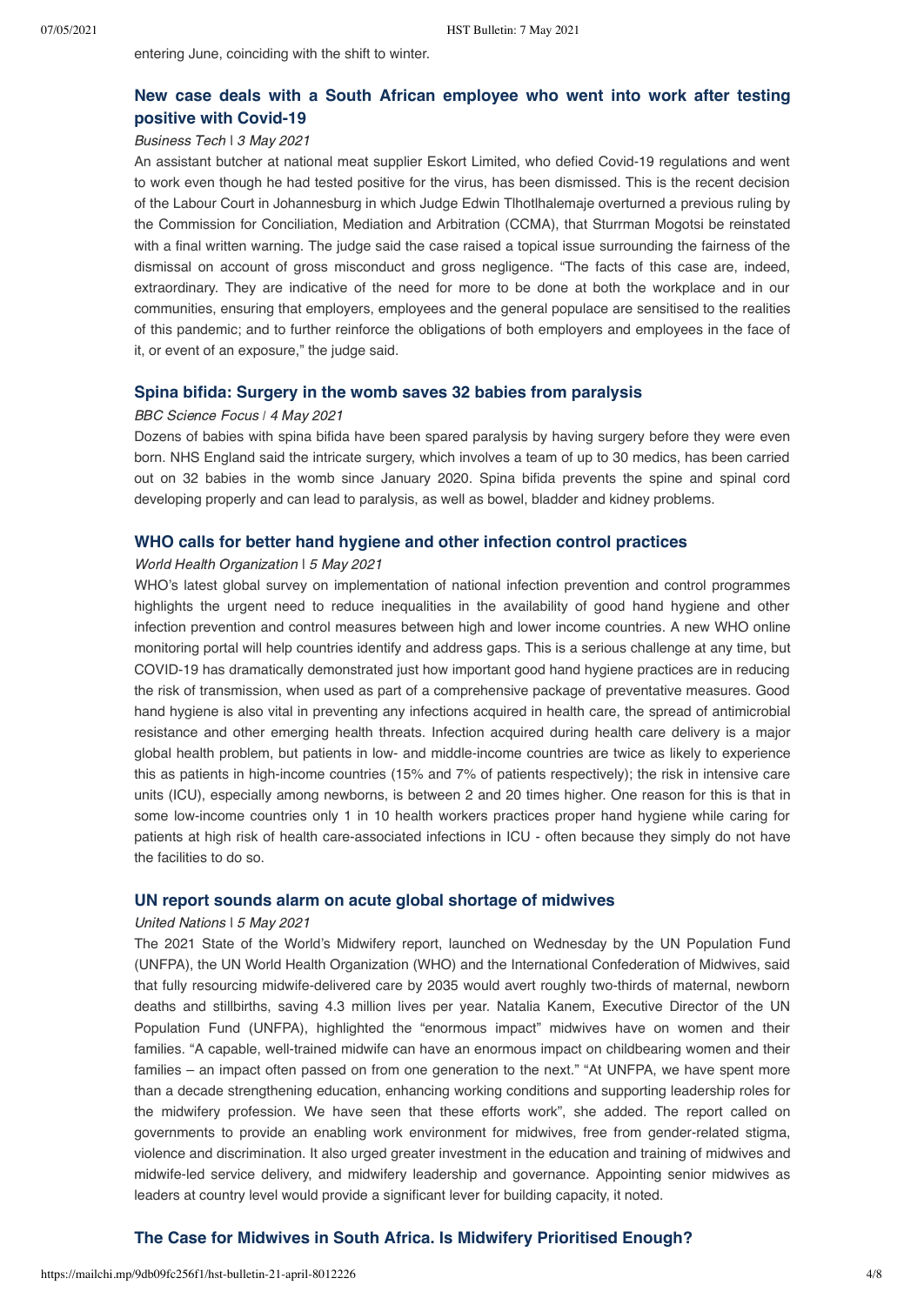entering June, coinciding with the shift to winter.

### New case deals with a South African employee who went into work after testing positive with Covid-19

*Business Tech | 3 May 2021*

An assistant butcher at national meat supplier Eskort Limited, who defied Covid-19 regulations and went to work even though he had tested positive for the virus, has been dismissed. This is the recent decision of the Labour Court in Johannesburg in which Judge Edwin Tlhotlhalemaje overturned a previous ruling by the Commission for Conciliation, Mediation and Arbitration (CCMA), that Sturrman Mogotsi be reinstated with a final written warning. The judge said the case raised a topical issue surrounding the fairness of the dismissal on account of gross misconduct and gross negligence. "The facts of this case are, indeed, extraordinary. They are indicative of the need for more to be done at both the workplace and in our communities, ensuring that employers, employees and the general populace are sensitised to the realities of this pandemic; and to further reinforce the obligations of both employers and employees in the face of it, or event of an exposure," the judge said.

### Spina bifida: Surgery in the womb saves 32 babies from paralysis

*BBC Science Focus | 4 May 2021*

Dozens of babies with spina bifida have been spared paralysis by having surgery before they were even born. NHS England said the intricate surgery, which involves a team of up to 30 medics, has been carried out on 32 babies in the womb since January 2020. Spina bifida prevents the spine and spinal cord developing properly and can lead to paralysis, as well as bowel, bladder and kidney problems.

### WHO calls for better hand hygiene and other infection control practices

*World Health Organization | 5 May 2021*

WHO's latest global survey on implementation of national infection prevention and control programmes highlights the urgent need to reduce inequalities in the availability of good hand hygiene and other infection prevention and control measures between high and lower income countries. A new WHO online monitoring portal will help countries identify and address gaps. This is a serious challenge at any time, but COVID-19 has dramatically demonstrated just how important good hand hygiene practices are in reducing the risk of transmission, when used as part of a comprehensive package of preventative measures. Good hand hygiene is also vital in preventing any infections acquired in health care, the spread of antimicrobial resistance and other emerging health threats. Infection acquired during health care delivery is a major global health problem, but patients in low- and middle-income countries are twice as likely to experience this as patients in high-income countries (15% and 7% of patients respectively); the risk in intensive care units (ICU), especially among newborns, is between 2 and 20 times higher. One reason for this is that in some low-income countries only 1 in 10 health workers practices proper hand hygiene while caring for patients at high risk of health care-associated infections in ICU - often because they simply do not have the facilities to do so.

### UN report sounds alarm on acute global shortage of midwives

*United Nations | 5 May 2021*

The 2021 State of the World's Midwifery report, launched on Wednesday by the UN Population Fund (UNFPA), the UN World Health Organization (WHO) and the International Confederation of Midwives, said that fully resourcing midwife-delivered care by 2035 would avert roughly two-thirds of maternal, newborn deaths and stillbirths, saving 4.3 million lives per year. Natalia Kanem, Executive Director of the UN Population Fund (UNFPA), highlighted the "enormous impact" midwives have on women and their families. "A capable, well-trained midwife can have an enormous impact on childbearing women and their families – an impact often passed on from one generation to the next." "At UNFPA, we have spent more than a decade strengthening education, enhancing working conditions and supporting leadership roles for the midwifery profession. We have seen that these efforts work", she added. The report called on governments to provide an enabling work environment for midwives, free from gender-related stigma, violence and discrimination. It also urged greater investment in the education and training of midwives and midwife-led service delivery, and midwifery leadership and governance. Appointing senior midwives as leaders at country level would provide a significant lever for building capacity, it noted.

### The Case for Midwives in South Africa. Is Midwifery Prioritised Enough?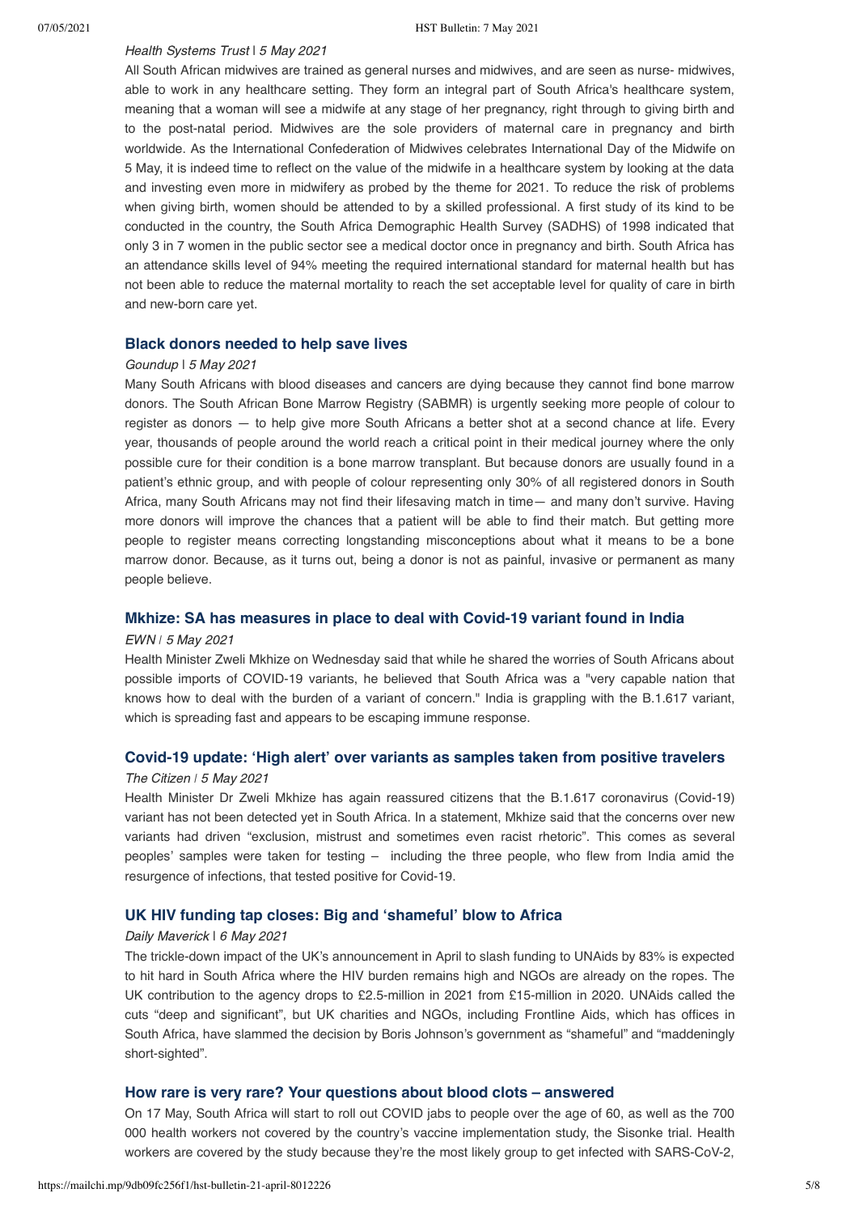*Health Systems Trust | 5 May 2021*

All South African midwives are trained as general nurses and midwives, and are seen as nurse- midwives, able to work in any healthcare setting. They form an integral part of South Africa's healthcare system, meaning that a woman will see a midwife at any stage of her pregnancy, right through to giving birth and to the post-natal period. Midwives are the sole providers of maternal care in pregnancy and birth worldwide. As the International Confederation of Midwives celebrates International Day of the Midwife on 5 May, it is indeed time to reflect on the value of the midwife in a healthcare system by looking at the data and investing even more in midwifery as probed by the theme for 2021. To reduce the risk of problems when giving birth, women should be attended to by a skilled professional. A first study of its kind to be conducted in the country, the South Africa Demographic Health Survey (SADHS) of 1998 indicated that only 3 in 7 women in the public sector see a medical doctor once in pregnancy and birth. South Africa has an attendance skills level of 94% meeting the required international standard for maternal health but has not been able to reduce the maternal mortality to reach the set acceptable level for quality of care in birth and new-born care yet.

### Black donors needed to help save lives

*Goundup | 5 May 2021*

Many South Africans with blood diseases and cancers are dying because they cannot find bone marrow donors. The South African Bone Marrow Registry (SABMR) is urgently seeking more people of colour to register as donors — to help give more South Africans a better shot at a second chance at life. Every year, thousands of people around the world reach a critical point in their medical journey where the only possible cure for their condition is a bone marrow transplant. But because donors are usually found in a patient's ethnic group, and with people of colour representing only 30% of all registered donors in South Africa, many South Africans may not find their lifesaving match in time— and many don't survive. Having more donors will improve the chances that a patient will be able to find their match. But getting more people to register means correcting longstanding misconceptions about what it means to be a bone marrow donor. Because, as it turns out, being a donor is not as painful, invasive or permanent as many people believe.

### Mkhize: SA has measures in place to deal with Covid-19 variant found in India

*EWN | 5 May 2021*

Health Minister Zweli Mkhize on Wednesday said that while he shared the worries of South Africans about possible imports of COVID-19 variants, he believed that South Africa was a "very capable nation that knows how to deal with the burden of a variant of concern." India is grappling with the B.1.617 variant, which is spreading fast and appears to be escaping immune response.

### Covid-19 update: 'High alert' over variants as samples taken from positive travelers

*The Citizen | 5 May 2021*

Health Minister Dr Zweli Mkhize has again reassured citizens that the B.1.617 coronavirus (Covid-19) variant has not been detected yet in South Africa. In a statement, Mkhize said that the concerns over new variants had driven "exclusion, mistrust and sometimes even racist rhetoric". This comes as several peoples' samples were taken for testing – including the three people, who flew from India amid the resurgence of infections, that tested positive for Covid-19.

### UK HIV funding tap closes: Big and 'shameful' blow to Africa

*Daily Maverick | 6 May 2021*

The trickle-down impact of the UK's announcement in April to slash funding to UNAids by 83% is expected to hit hard in South Africa where the HIV burden remains high and NGOs are already on the ropes. The UK contribution to the agency drops to £2.5-million in 2021 from £15-million in 2020. UNAids called the cuts "deep and significant", but UK charities and NGOs, including Frontline Aids, which has offices in South Africa, have slammed the decision by Boris Johnson's government as "shameful" and "maddeningly short-sighted".

### How rare is very rare? Your questions about blood clots – answered

On 17 May, South Africa will start to roll out COVID jabs to people over the age of 60, as well as the 700 000 health workers not covered by the country's vaccine implementation study, the Sisonke trial. Health workers are covered by the study because they're the most likely group to get infected with SARS-CoV-2,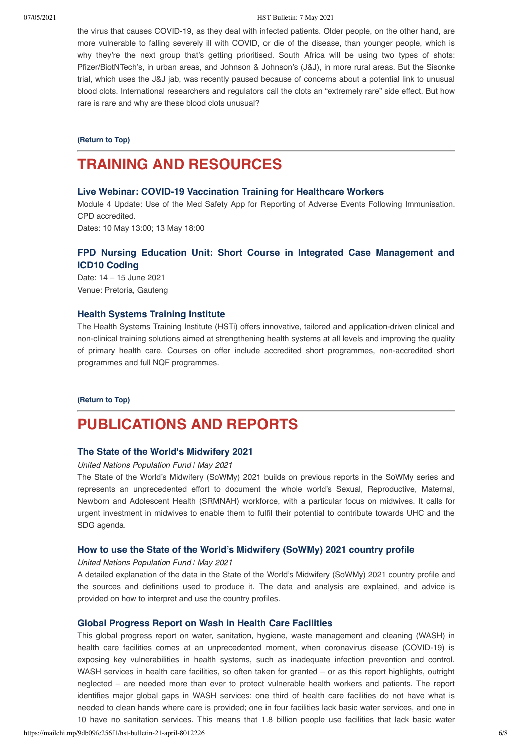the virus that causes COVID-19, as they deal with infected patients. Older people, on the other hand, are more vulnerable to falling severely ill with COVID, or die of the disease, than younger people, which is why they're the next group that's getting prioritised. South Africa will be using two types of shots: Pfizer/BiotNTech's, in urban areas, and Johnson & Johnson's (J&J), in more rural areas. But the Sisonke trial, which uses the J&J jab, was recently paused because of concerns about a potential link to unusual blood clots. International researchers and regulators call the clots an "extremely rare" side effect. But how rare is rare and why are these blood clots unusual?

**(Return to Top)**

# TRAINING AND RESOURCES

### Live Webinar: COVID-19 Vaccination Training for Healthcare Workers

Module 4 Update: Use of the Med Safety App for Reporting of Adverse Events Following Immunisation. CPD accredited.
Dates: 10 May 13:00; 13 May 18:00

### FPD Nursing Education Unit: Short Course in Integrated Case Management and ICD10 Coding

Date: 14 – 15 June 2021
Venue: Pretoria, Gauteng

### Health Systems Training Institute

The Health Systems Training Institute (HSTi) offers innovative, tailored and application-driven clinical and non-clinical training solutions aimed at strengthening health systems at all levels and improving the quality of primary health care. Courses on offer include accredited short programmes, non-accredited short programmes and full NQF programmes.

**(Return to Top)**

# PUBLICATIONS AND REPORTS

### The State of the World's Midwifery 2021

*United Nations Population Fund | May 2021*
The State of the World's Midwifery (SoWMy) 2021 builds on previous reports in the SoWMy series and represents an unprecedented effort to document the whole world's Sexual, Reproductive, Maternal, Newborn and Adolescent Health (SRMNAH) workforce, with a particular focus on midwives. It calls for urgent investment in midwives to enable them to fulfil their potential to contribute towards UHC and the SDG agenda.

### How to use the State of the World's Midwifery (SoWMy) 2021 country profile

*United Nations Population Fund | May 2021*
A detailed explanation of the data in the State of the World's Midwifery (SoWMy) 2021 country profile and the sources and definitions used to produce it. The data and analysis are explained, and advice is provided on how to interpret and use the country profiles.

### Global Progress Report on Wash in Health Care Facilities

This global progress report on water, sanitation, hygiene, waste management and cleaning (WASH) in health care facilities comes at an unprecedented moment, when coronavirus disease (COVID-19) is exposing key vulnerabilities in health systems, such as inadequate infection prevention and control. WASH services in health care facilities, so often taken for granted – or as this report highlights, outright neglected – are needed more than ever to protect vulnerable health workers and patients. The report identifies major global gaps in WASH services: one third of health care facilities do not have what is needed to clean hands where care is provided; one in four facilities lack basic water services, and one in 10 have no sanitation services. This means that 1.8 billion people use facilities that lack basic water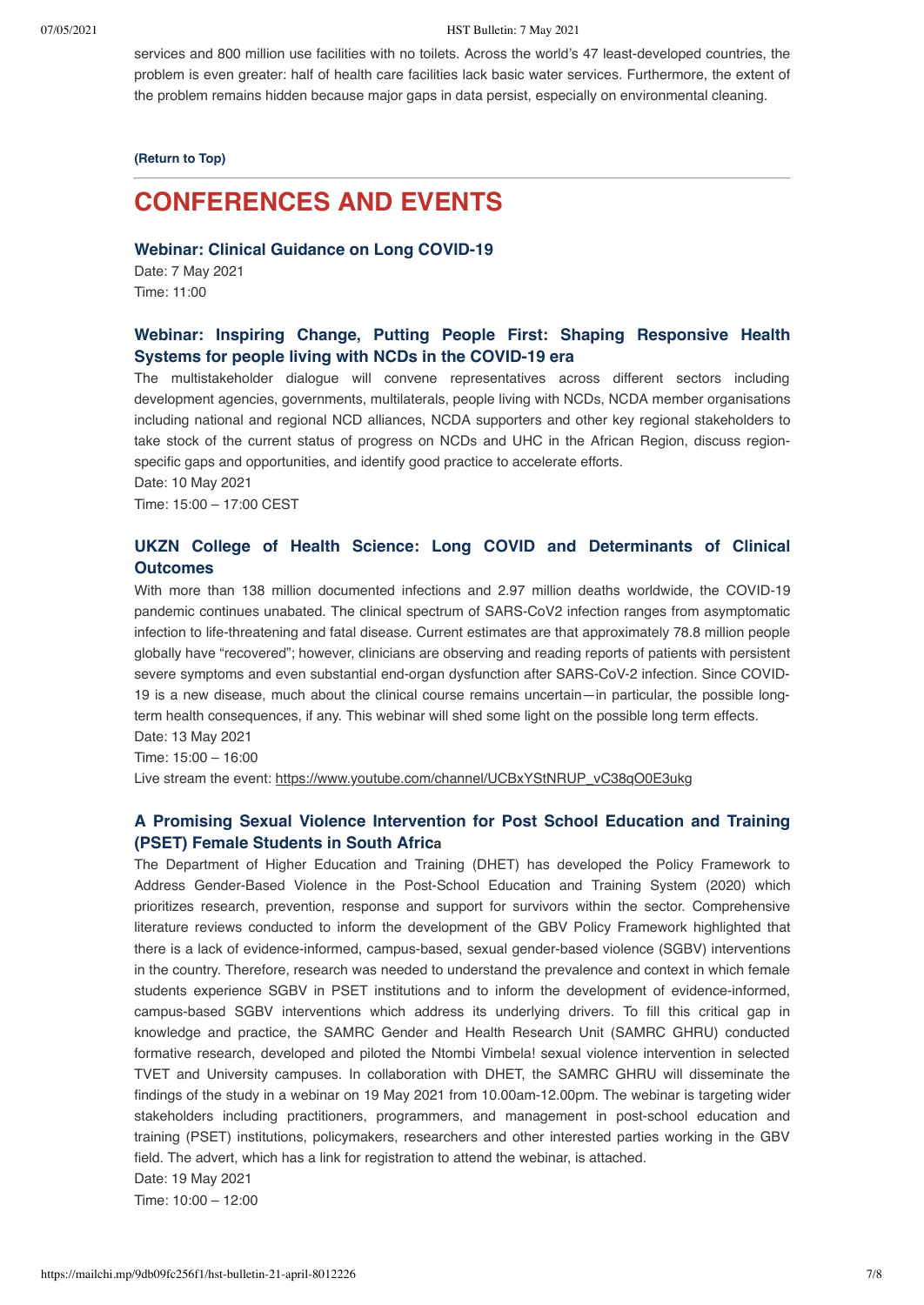services and 800 million use facilities with no toilets. Across the world's 47 least-developed countries, the problem is even greater: half of health care facilities lack basic water services. Furthermore, the extent of the problem remains hidden because major gaps in data persist, especially on environmental cleaning.

**(Return to Top)**

---

# CONFERENCES AND EVENTS

### Webinar: Clinical Guidance on Long COVID-19

Date: 7 May 2021
Time: 11:00

### Webinar: Inspiring Change, Putting People First: Shaping Responsive Health Systems for people living with NCDs in the COVID-19 era

The multistakeholder dialogue will convene representatives across different sectors including development agencies, governments, multilaterals, people living with NCDs, NCDA member organisations including national and regional NCD alliances, NCDA supporters and other key regional stakeholders to take stock of the current status of progress on NCDs and UHC in the African Region, discuss region-specific gaps and opportunities, and identify good practice to accelerate efforts.
Date: 10 May 2021
Time: 15:00 – 17:00 CEST

### UKZN College of Health Science: Long COVID and Determinants of Clinical Outcomes

With more than 138 million documented infections and 2.97 million deaths worldwide, the COVID-19 pandemic continues unabated. The clinical spectrum of SARS-CoV2 infection ranges from asymptomatic infection to life-threatening and fatal disease. Current estimates are that approximately 78.8 million people globally have "recovered"; however, clinicians are observing and reading reports of patients with persistent severe symptoms and even substantial end-organ dysfunction after SARS-CoV-2 infection. Since COVID-19 is a new disease, much about the clinical course remains uncertain—in particular, the possible long-term health consequences, if any. This webinar will shed some light on the possible long term effects.
Date: 13 May 2021
Time: 15:00 – 16:00
Live stream the event: https://www.youtube.com/channel/UCBxYStNRUP_vC38qO0E3ukg

### A Promising Sexual Violence Intervention for Post School Education and Training (PSET) Female Students in South Africa

The Department of Higher Education and Training (DHET) has developed the Policy Framework to Address Gender-Based Violence in the Post-School Education and Training System (2020) which prioritizes research, prevention, response and support for survivors within the sector. Comprehensive literature reviews conducted to inform the development of the GBV Policy Framework highlighted that there is a lack of evidence-informed, campus-based, sexual gender-based violence (SGBV) interventions in the country. Therefore, research was needed to understand the prevalence and context in which female students experience SGBV in PSET institutions and to inform the development of evidence-informed, campus-based SGBV interventions which address its underlying drivers. To fill this critical gap in knowledge and practice, the SAMRC Gender and Health Research Unit (SAMRC GHRU) conducted formative research, developed and piloted the Ntombi Vimbela! sexual violence intervention in selected TVET and University campuses. In collaboration with DHET, the SAMRC GHRU will disseminate the findings of the study in a webinar on 19 May 2021 from 10.00am-12.00pm. The webinar is targeting wider stakeholders including practitioners, programmers, and management in post-school education and training (PSET) institutions, policymakers, researchers and other interested parties working in the GBV field. The advert, which has a link for registration to attend the webinar, is attached.
Date: 19 May 2021
Time: 10:00 – 12:00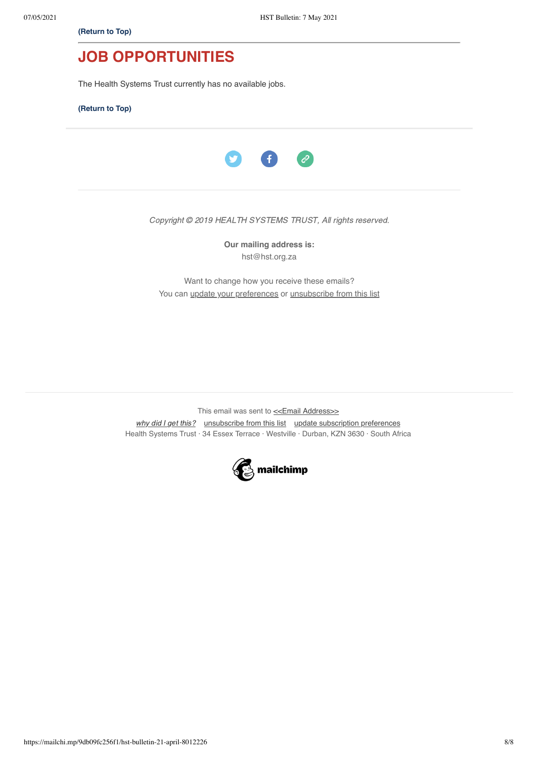**(Return to Top)**

# JOB OPPORTUNITIES

The Health Systems Trust currently has no available jobs.

**(Return to Top)**

*Copyright © 2019 HEALTH SYSTEMS TRUST, All rights reserved.*

**Our mailing address is:**
hst@hst.org.za

Want to change how you receive these emails?
You can update your preferences or unsubscribe from this list

This email was sent to <<Email Address>>
*why did I get this?* unsubscribe from this list update subscription preferences
Health Systems Trust · 34 Essex Terrace · Westville · Durban, KZN 3630 · South Africa

mailchimp